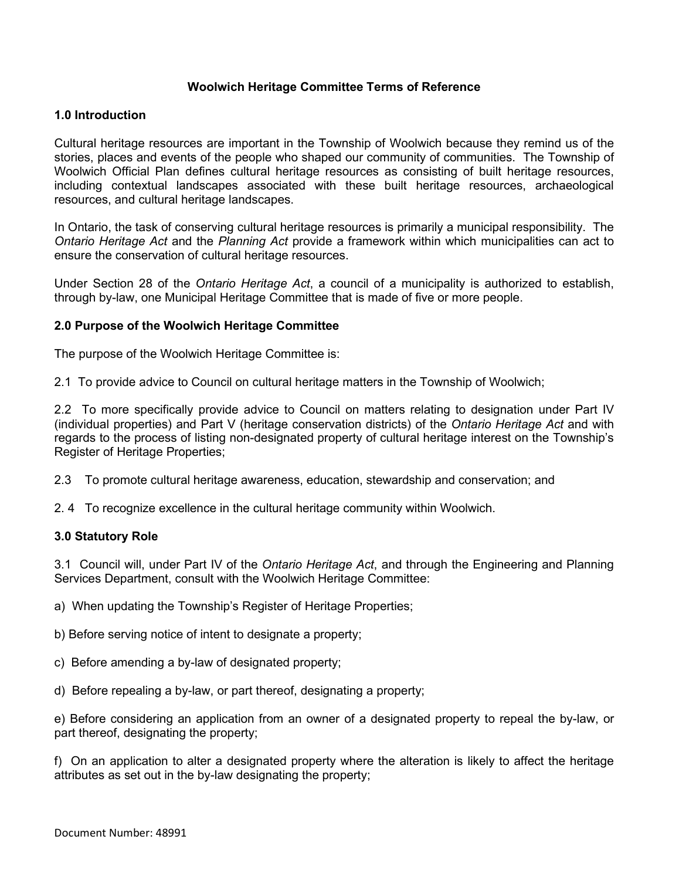# Woolwich Heritage Committee Terms of Reference

## 1.0 Introduction

Cultural heritage resources are important in the Township of Woolwich because they remind us of the stories, places and events of the people who shaped our community of communities. The Township of Woolwich Official Plan defines cultural heritage resources as consisting of built heritage resources, including contextual landscapes associated with these built heritage resources, archaeological resources, and cultural heritage landscapes.

In Ontario, the task of conserving cultural heritage resources is primarily a municipal responsibility. The *Ontario Heritage Act* and the *Planning Act* provide a framework within which municipalities can act to ensure the conservation of cultural heritage resources.

Under Section 28 of the *Ontario Heritage Act*, a council of a municipality is authorized to establish, through by-law, one Municipal Heritage Committee that is made of five or more people.

## 2.0 Purpose of the Woolwich Heritage Committee

The purpose of the Woolwich Heritage Committee is:

2.1 To provide advice to Council on cultural heritage matters in the Township of Woolwich;

2.2 To more specifically provide advice to Council on matters relating to designation under Part IV (individual properties) and Part V (heritage conservation districts) of the *Ontario Heritage Act* and with regards to the process of listing non-designated property of cultural heritage interest on the Township's Register of Heritage Properties;

2.3 To promote cultural heritage awareness, education, stewardship and conservation; and

2. 4 To recognize excellence in the cultural heritage community within Woolwich.

## 3.0 Statutory Role

3.1 Council will, under Part IV of the *Ontario Heritage Act*, and through the Engineering and Planning Services Department, consult with the Woolwich Heritage Committee:

a) When updating the Township's Register of Heritage Properties;

b) Before serving notice of intent to designate a property;

c) Before amending a by-law of designated property;

d) Before repealing a by-law, or part thereof, designating a property;

e) Before considering an application from an owner of a designated property to repeal the by-law, or part thereof, designating the property;

f) On an application to alter a designated property where the alteration is likely to affect the heritage attributes as set out in the by-law designating the property;

Document Number: 48991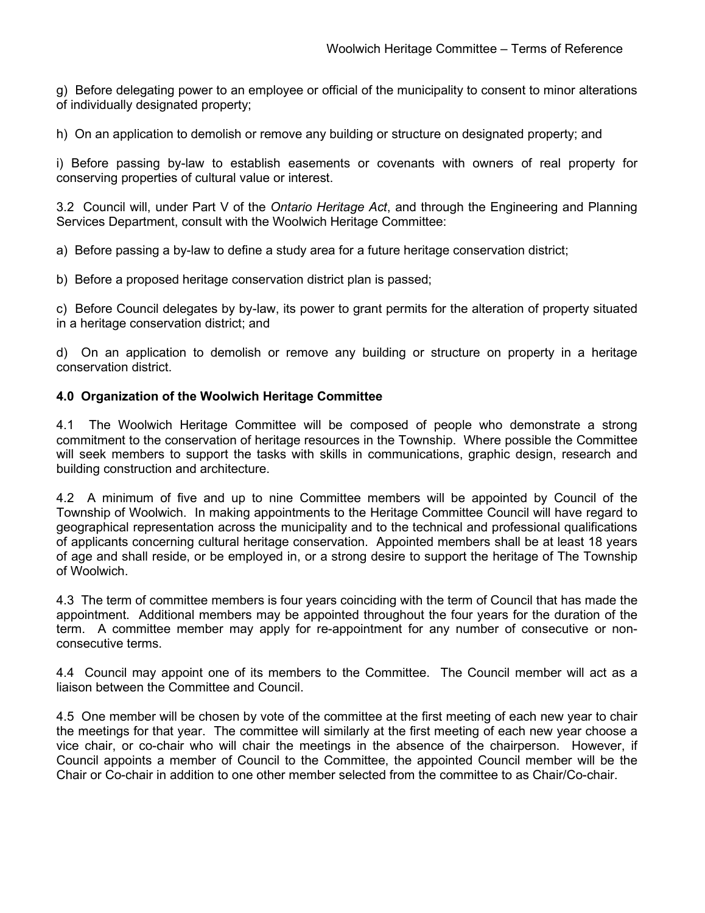g) Before delegating power to an employee or official of the municipality to consent to minor alterations of individually designated property;

h) On an application to demolish or remove any building or structure on designated property; and

i) Before passing by-law to establish easements or covenants with owners of real property for conserving properties of cultural value or interest.

3.2 Council will, under Part V of the *Ontario Heritage Act*, and through the Engineering and Planning Services Department, consult with the Woolwich Heritage Committee:

a) Before passing a by-law to define a study area for a future heritage conservation district;

b) Before a proposed heritage conservation district plan is passed;

c) Before Council delegates by by-law, its power to grant permits for the alteration of property situated in a heritage conservation district; and

d) On an application to demolish or remove any building or structure on property in a heritage conservation district.

### 4.0 Organization of the Woolwich Heritage Committee

4.1 The Woolwich Heritage Committee will be composed of people who demonstrate a strong commitment to the conservation of heritage resources in the Township. Where possible the Committee will seek members to support the tasks with skills in communications, graphic design, research and building construction and architecture.

4.2 A minimum of five and up to nine Committee members will be appointed by Council of the Township of Woolwich. In making appointments to the Heritage Committee Council will have regard to geographical representation across the municipality and to the technical and professional qualifications of applicants concerning cultural heritage conservation. Appointed members shall be at least 18 years of age and shall reside, or be employed in, or a strong desire to support the heritage of The Township of Woolwich.

4.3 The term of committee members is four years coinciding with the term of Council that has made the appointment. Additional members may be appointed throughout the four years for the duration of the term. A committee member may apply for re-appointment for any number of consecutive or non-consecutive terms.

4.4 Council may appoint one of its members to the Committee. The Council member will act as a liaison between the Committee and Council.

4.5 One member will be chosen by vote of the committee at the first meeting of each new year to chair the meetings for that year. The committee will similarly at the first meeting of each new year choose a vice chair, or co-chair who will chair the meetings in the absence of the chairperson. However, if Council appoints a member of Council to the Committee, the appointed Council member will be the Chair or Co-chair in addition to one other member selected from the committee to as Chair/Co-chair.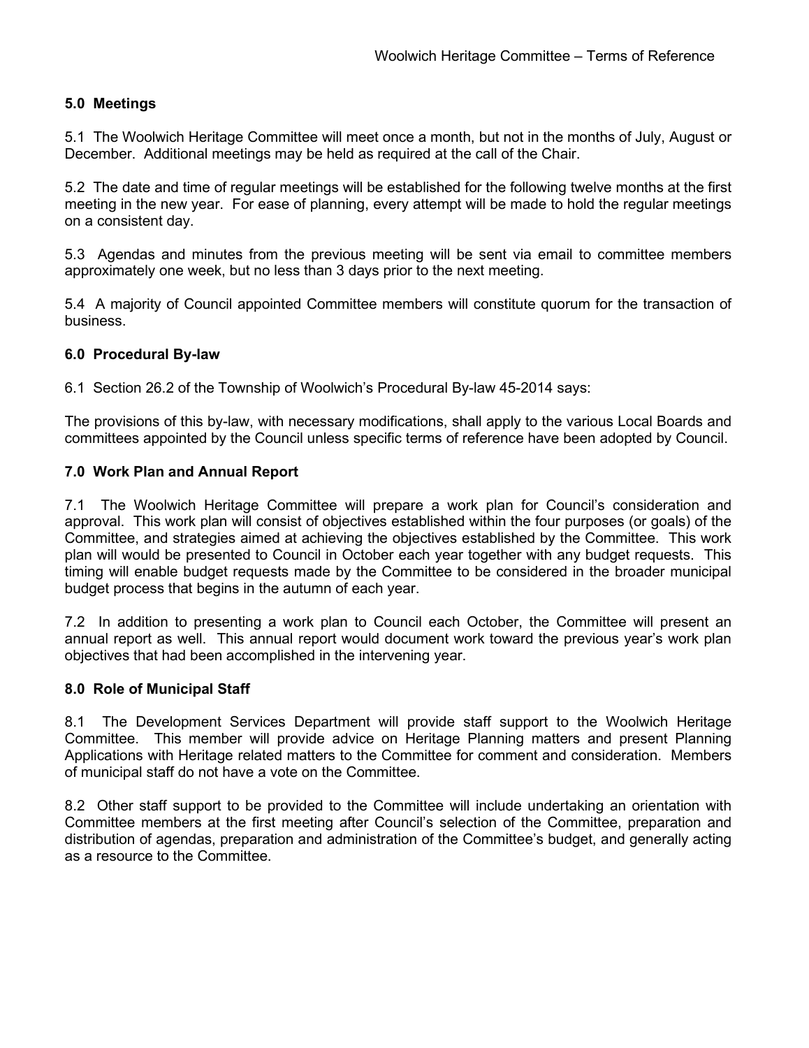### 5.0 Meetings

5.1 The Woolwich Heritage Committee will meet once a month, but not in the months of July, August or December. Additional meetings may be held as required at the call of the Chair.

5.2 The date and time of regular meetings will be established for the following twelve months at the first meeting in the new year. For ease of planning, every attempt will be made to hold the regular meetings on a consistent day.

5.3 Agendas and minutes from the previous meeting will be sent via email to committee members approximately one week, but no less than 3 days prior to the next meeting.

5.4 A majority of Council appointed Committee members will constitute quorum for the transaction of business.

### 6.0 Procedural By-law

6.1 Section 26.2 of the Township of Woolwich's Procedural By-law 45-2014 says:

The provisions of this by-law, with necessary modifications, shall apply to the various Local Boards and committees appointed by the Council unless specific terms of reference have been adopted by Council.

### 7.0 Work Plan and Annual Report

7.1 The Woolwich Heritage Committee will prepare a work plan for Council's consideration and approval. This work plan will consist of objectives established within the four purposes (or goals) of the Committee, and strategies aimed at achieving the objectives established by the Committee. This work plan will would be presented to Council in October each year together with any budget requests. This timing will enable budget requests made by the Committee to be considered in the broader municipal budget process that begins in the autumn of each year.

7.2 In addition to presenting a work plan to Council each October, the Committee will present an annual report as well. This annual report would document work toward the previous year's work plan objectives that had been accomplished in the intervening year.

### 8.0 Role of Municipal Staff

8.1 The Development Services Department will provide staff support to the Woolwich Heritage Committee. This member will provide advice on Heritage Planning matters and present Planning Applications with Heritage related matters to the Committee for comment and consideration. Members of municipal staff do not have a vote on the Committee.

8.2 Other staff support to be provided to the Committee will include undertaking an orientation with Committee members at the first meeting after Council's selection of the Committee, preparation and distribution of agendas, preparation and administration of the Committee's budget, and generally acting as a resource to the Committee.